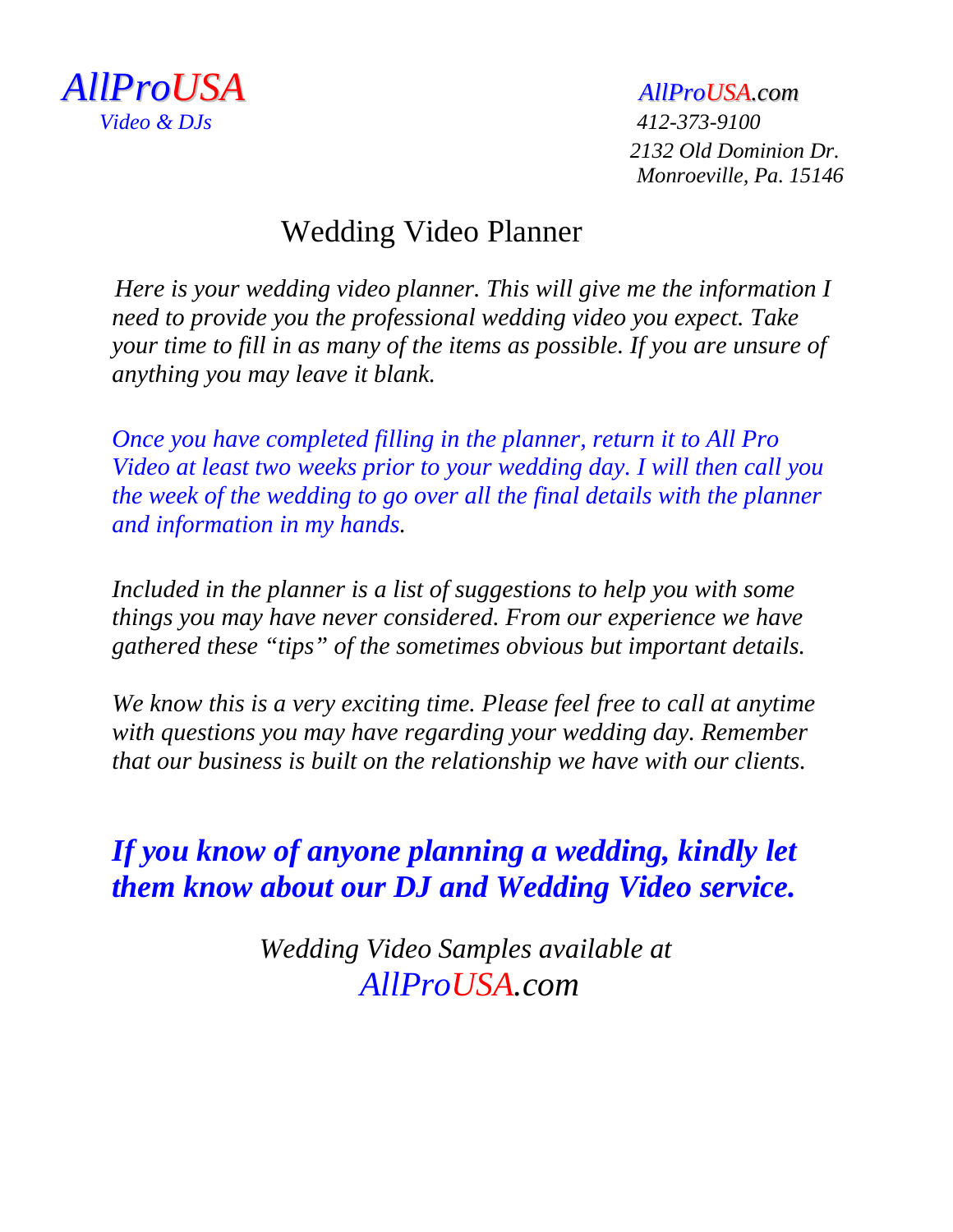*AllProUSA*
*Video & DJs*

*AllProUSA.com*
*412-373-9100*
*2132 Old Dominion Dr.*
*Monroeville, Pa. 15146*

# Wedding Video Planner

*Here is your wedding video planner. This will give me the information I need to provide you the professional wedding video you expect. Take your time to fill in as many of the items as possible. If you are unsure of anything you may leave it blank.*

*Once you have completed filling in the planner, return it to All Pro Video at least two weeks prior to your wedding day. I will then call you the week of the wedding to go over all the final details with the planner and information in my hands.*

*Included in the planner is a list of suggestions to help you with some things you may have never considered. From our experience we have gathered these "tips" of the sometimes obvious but important details.*

*We know this is a very exciting time. Please feel free to call at anytime with questions you may have regarding your wedding day. Remember that our business is built on the relationship we have with our clients.*

***If you know of anyone planning a wedding, kindly let them know about our DJ and Wedding Video service.***

*Wedding Video Samples available at*
*AllProUSA.com*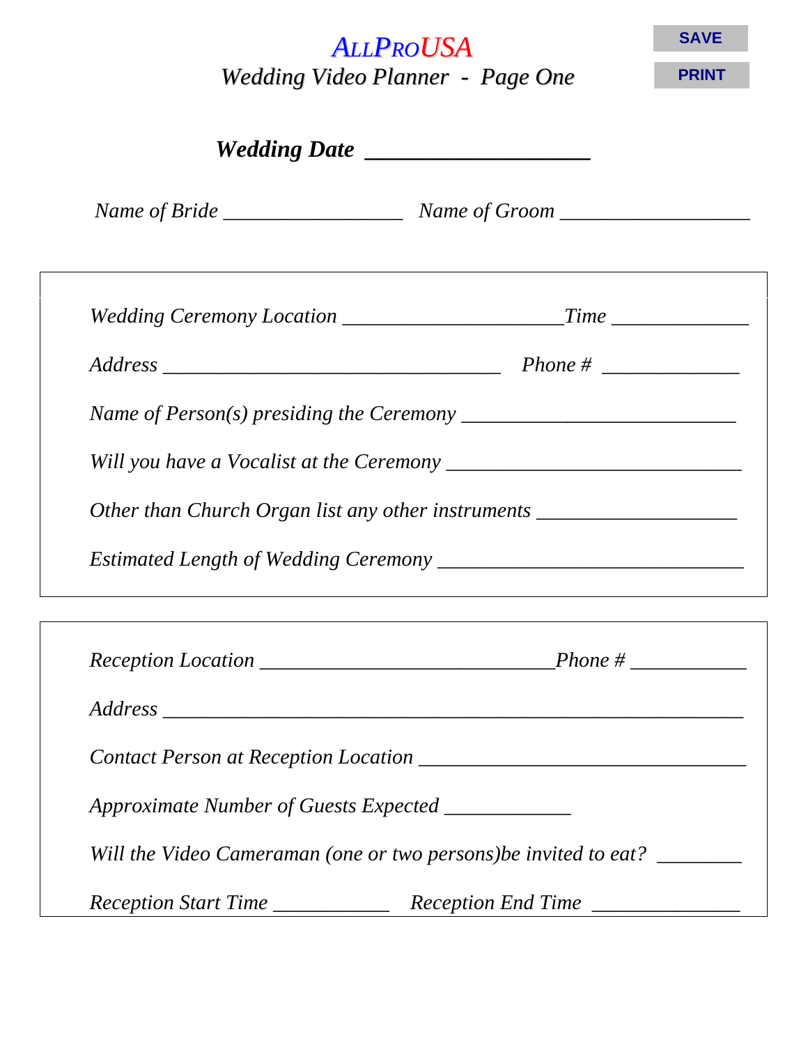# ALLPROUSA

## Wedding Video Planner - Page One

SAVE

PRINT

**Wedding Date ___________________**

*Name of Bride _________________ Name of Groom __________________*

*Wedding Ceremony Location _____________________Time _____________*

*Address ________________________________ Phone # _____________*

*Name of Person(s) presiding the Ceremony __________________________*

*Will you have a Vocalist at the Ceremony ____________________________*

*Other than Church Organ list any other instruments ___________________*

*Estimated Length of Wedding Ceremony _____________________________*

*Reception Location ____________________________Phone # ___________*

*Address _______________________________________________________*

*Contact Person at Reception Location _______________________________*

*Approximate Number of Guests Expected ____________*

*Will the Video Cameraman (one or two persons)be invited to eat? ________*

*Reception Start Time ___________ Reception End Time ______________*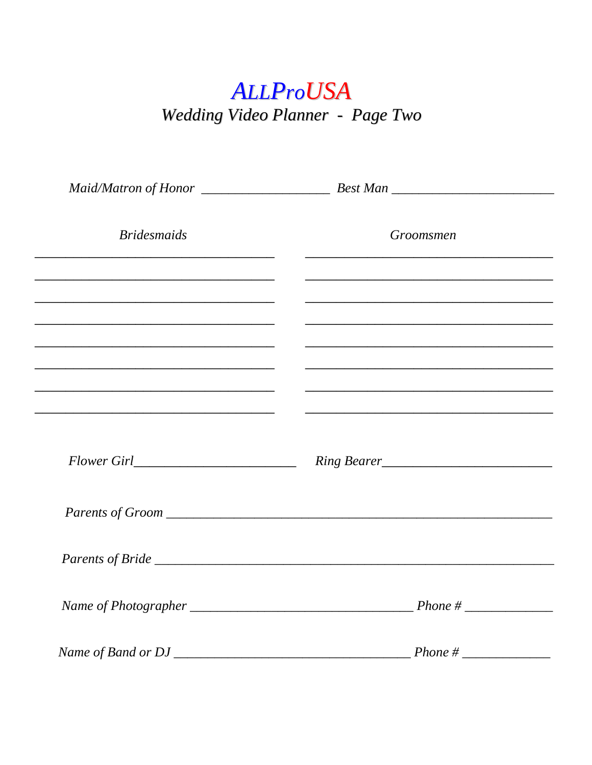# *ALLProUSA*

## *Wedding Video Planner - Page Two*

*Maid/Matron of Honor* ___________________ *Best Man* ________________________

| *Bridesmaids* | *Groomsmen* |
| --- | --- |
| ___________________________________ | ___________________________________ |
| ___________________________________ | ___________________________________ |
| ___________________________________ | ___________________________________ |
| ___________________________________ | ___________________________________ |
| ___________________________________ | ___________________________________ |
| ___________________________________ | ___________________________________ |
| ___________________________________ | ___________________________________ |
| ___________________________________ | ___________________________________ |

*Flower Girl*________________________ *Ring Bearer*_________________________

*Parents of Groom* __________________________________________________________

*Parents of Bride* ___________________________________________________________

*Name of Photographer* _________________________________ *Phone #* _____________

*Name of Band or DJ* ___________________________________ *Phone #* _____________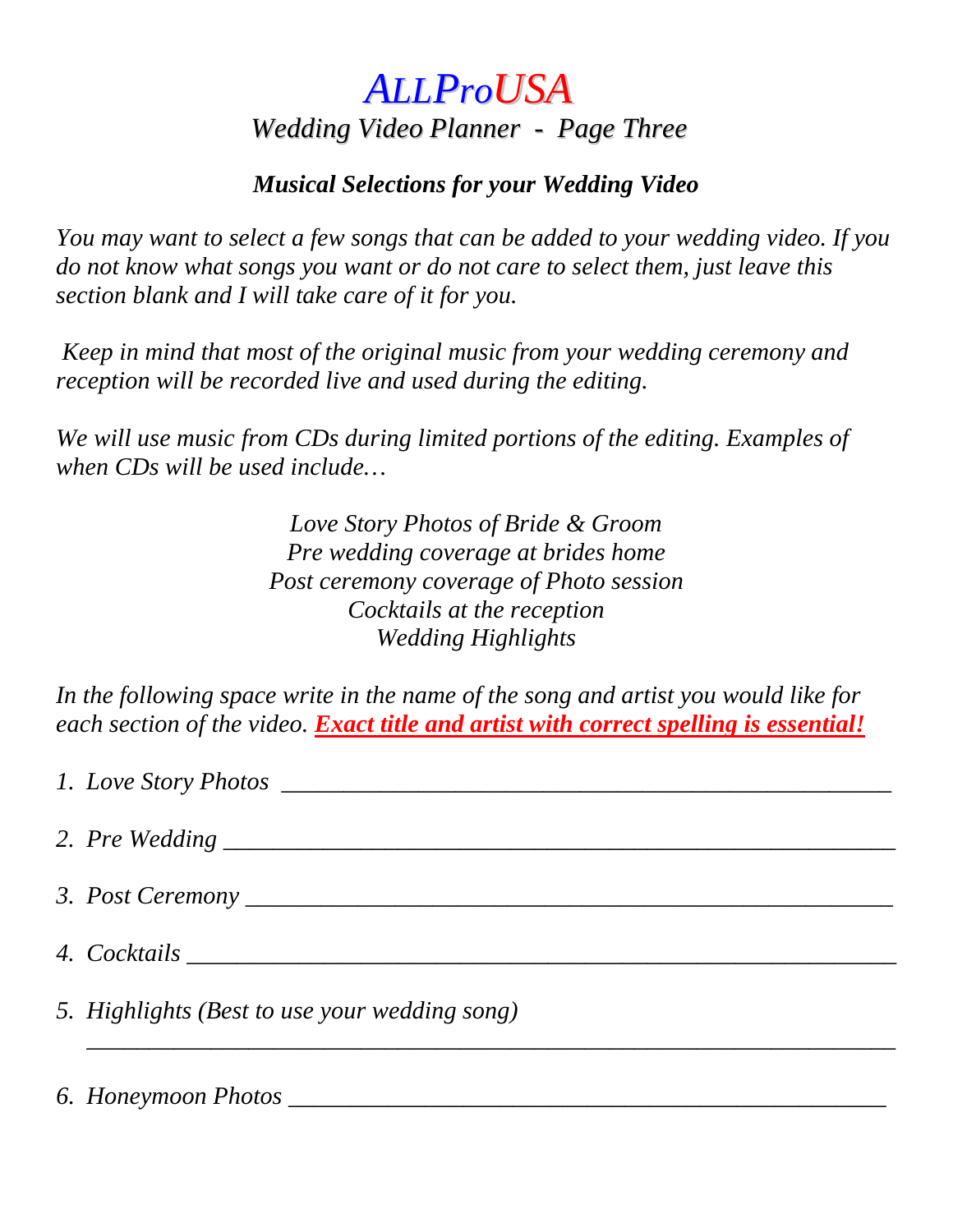# *ALLProUSA*

## *Wedding Video Planner - Page Three*

### ***Musical Selections for your Wedding Video***

*You may want to select a few songs that can be added to your wedding video. If you do not know what songs you want or do not care to select them, just leave this section blank and I will take care of it for you.*

*Keep in mind that most of the original music from your wedding ceremony and reception will be recorded live and used during the editing.*

*We will use music from CDs during limited portions of the editing. Examples of when CDs will be used include…*

*Love Story Photos of Bride & Groom*
*Pre wedding coverage at brides home*
*Post ceremony coverage of Photo session*
*Cocktails at the reception*
*Wedding Highlights*

*In the following space write in the name of the song and artist you would like for each section of the video.* ***Exact title and artist with correct spelling is essential!***

1. *Love Story Photos* ________________________________________________
2. *Pre Wedding* ____________________________________________________
3. *Post Ceremony* __________________________________________________
4. *Cocktails* _______________________________________________________
5. *Highlights (Best to use your wedding song)*
   ___________________________________________________________________
6. *Honeymoon Photos* ______________________________________________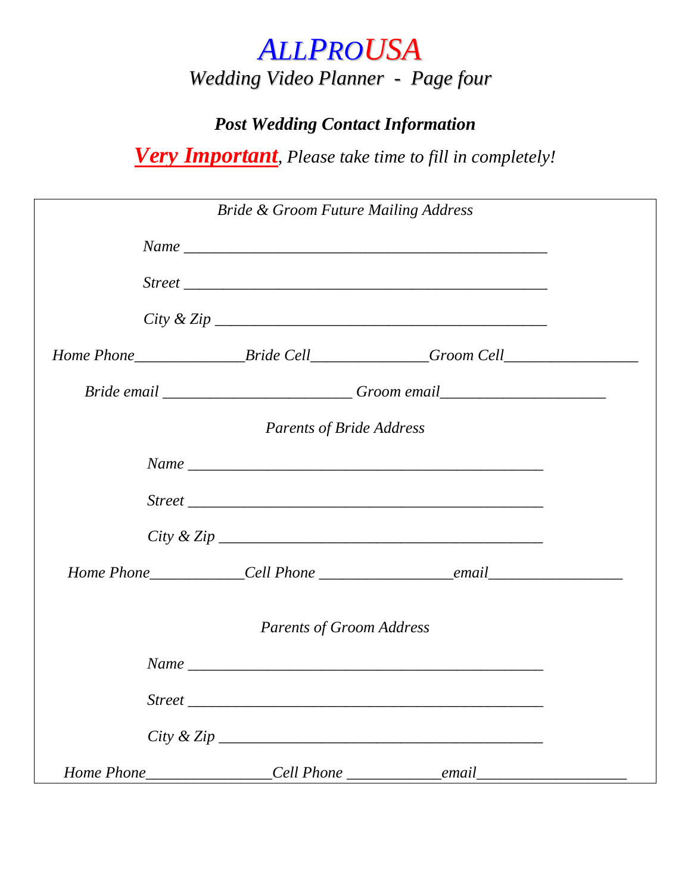# *ALLPROUSA*

## *Wedding Video Planner - Page four*

### ***Post Wedding Contact Information***

***Very Important***, *Please take time to fill in completely!*

*Bride & Groom Future Mailing Address*

*Name* _______________________________________________

*Street* _______________________________________________

*City & Zip* ___________________________________________

*Home Phone*______________*Bride Cell*_______________*Groom Cell*_________________

*Bride email* ________________________ *Groom email*_____________________

*Parents of Bride Address*

*Name* _______________________________________________

*Street* _______________________________________________

*City & Zip* ___________________________________________

*Home Phone*____________*Cell Phone* _________________*email*_________________

*Parents of Groom Address*

*Name* _______________________________________________

*Street* _______________________________________________

*City & Zip* ___________________________________________

*Home Phone*________________*Cell Phone* ____________*email*___________________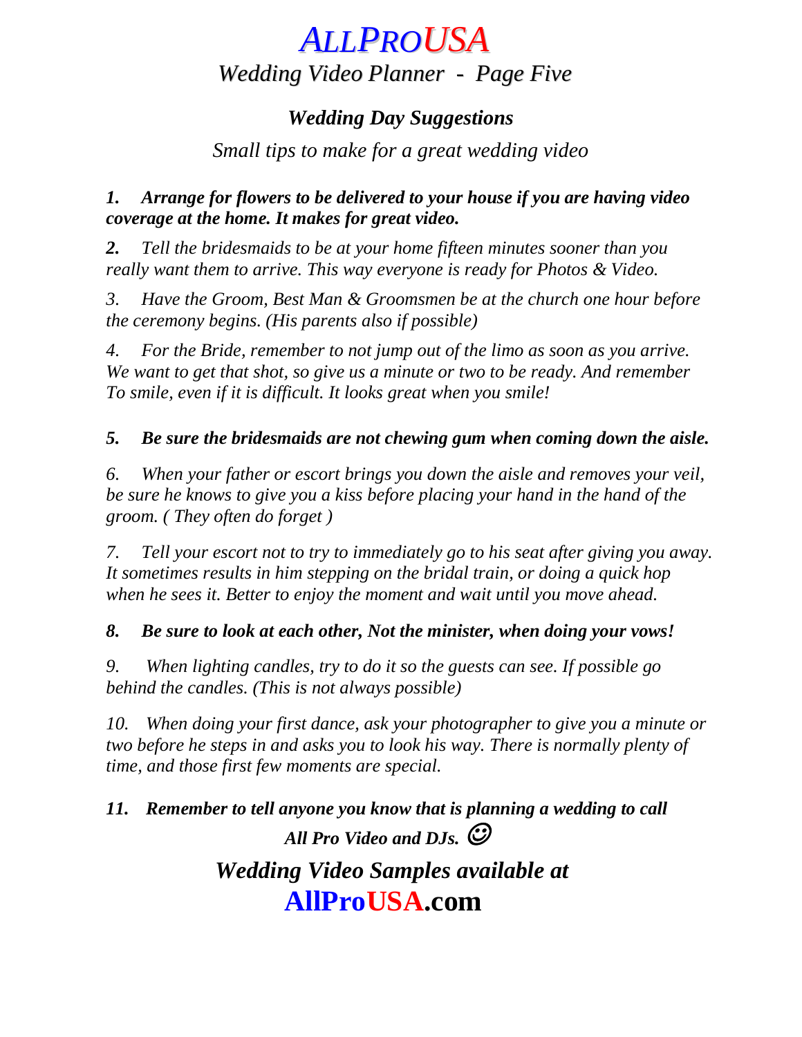# *ALLPROUSA*

## *Wedding Video Planner - Page Five*

### *Wedding Day Suggestions*

*Small tips to make for a great wedding video*

***1. Arrange for flowers to be delivered to your house if you are having video coverage at the home. It makes for great video.***

***2.*** *Tell the bridesmaids to be at your home fifteen minutes sooner than you really want them to arrive. This way everyone is ready for Photos & Video.*

*3. Have the Groom, Best Man & Groomsmen be at the church one hour before the ceremony begins. (His parents also if possible)*

*4. For the Bride, remember to not jump out of the limo as soon as you arrive. We want to get that shot, so give us a minute or two to be ready. And remember To smile, even if it is difficult. It looks great when you smile!*

***5. Be sure the bridesmaids are not chewing gum when coming down the aisle.***

*6. When your father or escort brings you down the aisle and removes your veil, be sure he knows to give you a kiss before placing your hand in the hand of the groom. ( They often do forget )*

*7. Tell your escort not to try to immediately go to his seat after giving you away. It sometimes results in him stepping on the bridal train, or doing a quick hop when he sees it. Better to enjoy the moment and wait until you move ahead.*

***8. Be sure to look at each other, Not the minister, when doing your vows!***

*9. When lighting candles, try to do it so the guests can see. If possible go behind the candles. (This is not always possible)*

*10. When doing your first dance, ask your photographer to give you a minute or two before he steps in and asks you to look his way. There is normally plenty of time, and those first few moments are special.*

***11. Remember to tell anyone you know that is planning a wedding to call All Pro Video and DJs.*** ☺

## *Wedding Video Samples available at*

## **AllProUSA.com**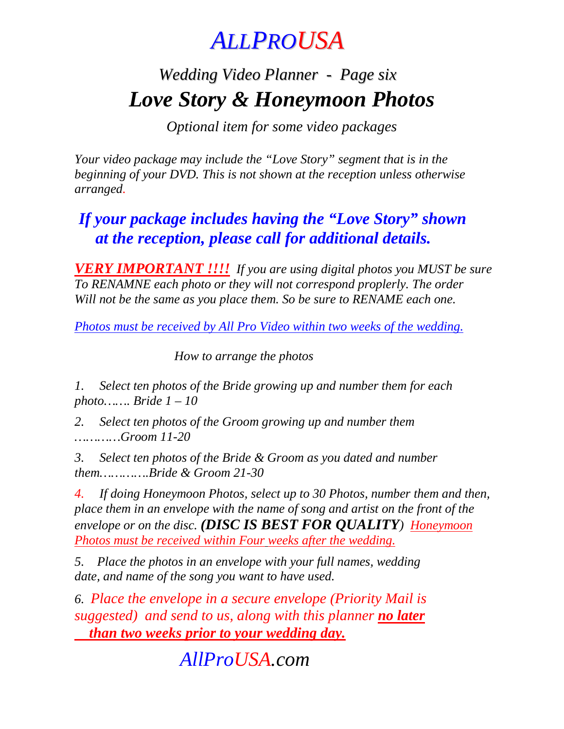# *ALLPROUSA*

## *Wedding Video Planner - Page six*

## ***Love Story & Honeymoon Photos***

*Optional item for some video packages*

*Your video package may include the "Love Story" segment that is in the beginning of your DVD. This is not shown at the reception unless otherwise arranged.*

### ***If your package includes having the "Love Story" shown at the reception, please call for additional details.***

***VERY IMPORTANT !!!!*** *If you are using digital photos you MUST be sure To RENAMNE each photo or they will not correspond proplerly. The order Will not be the same as you place them. So be sure to RENAME each one.*

*Photos must be received by All Pro Video within two weeks of the wedding.*

*How to arrange the photos*

1. *Select ten photos of the Bride growing up and number them for each photo……. Bride 1 – 10*
2. *Select ten photos of the Groom growing up and number them …………Groom 11-20*
3. *Select ten photos of the Bride & Groom as you dated and number them………….Bride & Groom 21-30*
4. *If doing Honeymoon Photos, select up to 30 Photos, number them and then, place them in an envelope with the name of song and artist on the front of the envelope or on the disc.* ***(DISC IS BEST FOR QUALITY)*** *Honeymoon Photos must be received within Four weeks after the wedding.*
5. *Place the photos in an envelope with your full names, wedding date, and name of the song you want to have used.*
6. *Place the envelope in a secure envelope (Priority Mail is suggested) and send to us, along with this planner* ***no later than two weeks prior to your wedding day.***

*AllProUSA.com*